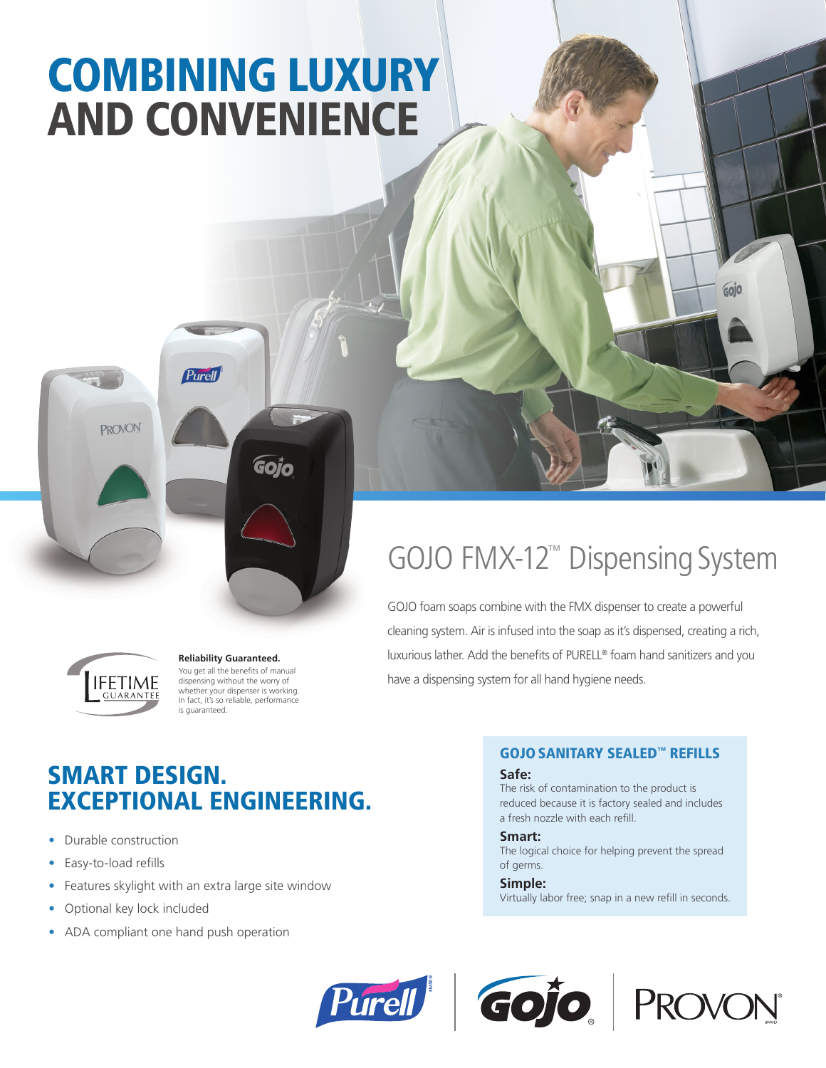# COMBINING LUXURY AND CONVENIENCE

## GOJO FMX-12™ Dispensing System

GOJO foam soaps combine with the FMX dispenser to create a powerful cleaning system. Air is infused into the soap as it's dispensed, creating a rich, luxurious lather. Add the benefits of PURELL® foam hand sanitizers and you have a dispensing system for all hand hygiene needs.

LIFETIME GUARANTEE

**Reliability Guaranteed.**
You get all the benefits of manual dispensing without the worry of whether your dispenser is working. In fact, it's so reliable, performance is guaranteed.

## SMART DESIGN. EXCEPTIONAL ENGINEERING.

- Durable construction
- Easy-to-load refills
- Features skylight with an extra large site window
- Optional key lock included
- ADA compliant one hand push operation

### GOJO SANITARY SEALED™ REFILLS

**Safe:**
The risk of contamination to the product is reduced because it is factory sealed and includes a fresh nozzle with each refill.

**Smart:**
The logical choice for helping prevent the spread of germs.

**Simple:**
Virtually labor free; snap in a new refill in seconds.

Purell | GOJO | PROVON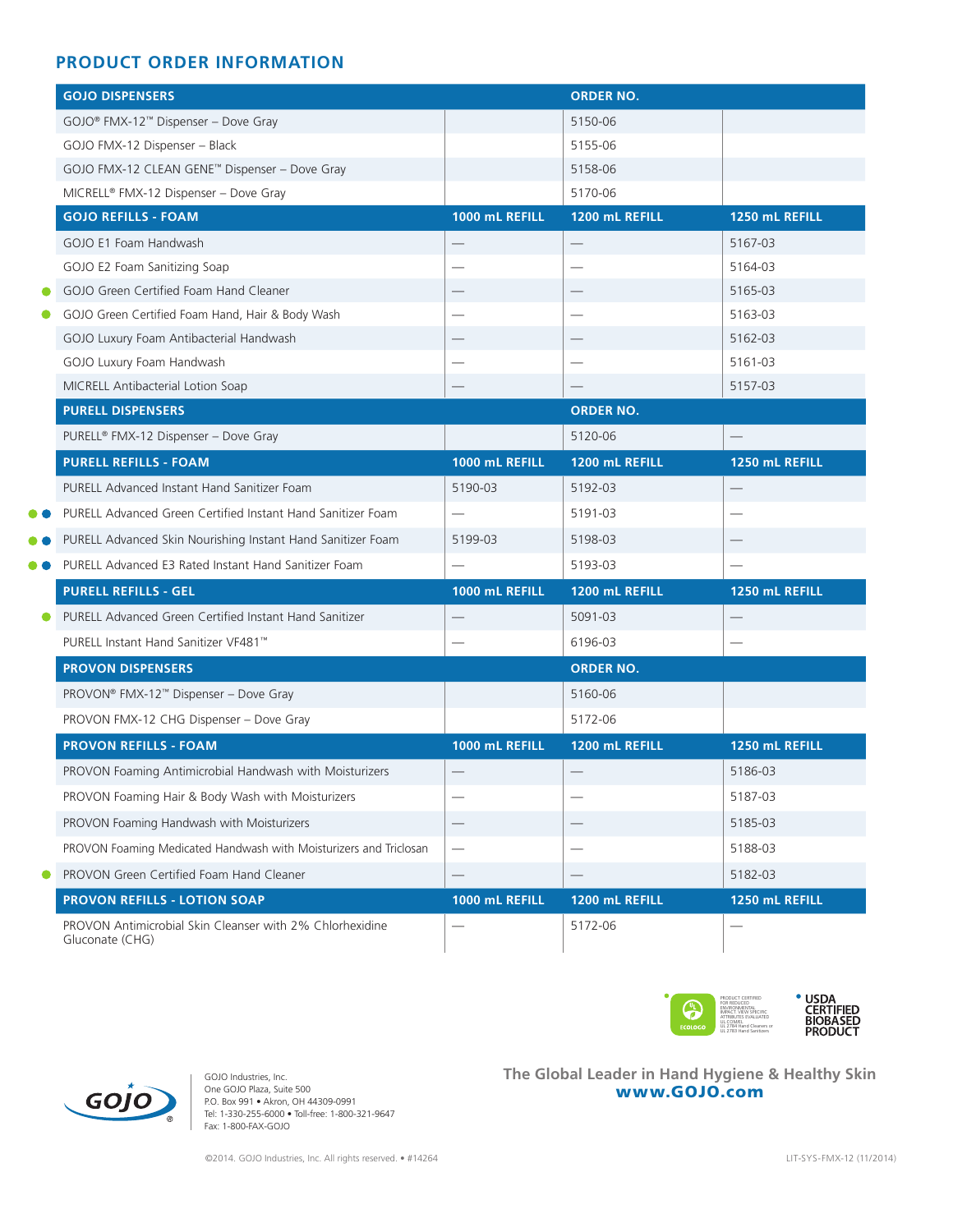## PRODUCT ORDER INFORMATION

| GOJO DISPENSERS | | ORDER NO. | |
|---|---|---|---|
| GOJO® FMX-12™ Dispenser – Dove Gray | | 5150-06 | |
| GOJO FMX-12 Dispenser – Black | | 5155-06 | |
| GOJO FMX-12 CLEAN GENE™ Dispenser – Dove Gray | | 5158-06 | |
| MICRELL® FMX-12 Dispenser – Dove Gray | | 5170-06 | |
| **GOJO REFILLS - FOAM** | **1000 mL REFILL** | **1200 mL REFILL** | **1250 mL REFILL** |
| GOJO E1 Foam Handwash | — | — | 5167-03 |
| GOJO E2 Foam Sanitizing Soap | — | — | 5164-03 |
| ● GOJO Green Certified Foam Hand Cleaner | — | — | 5165-03 |
| ● GOJO Green Certified Foam Hand, Hair & Body Wash | — | — | 5163-03 |
| GOJO Luxury Foam Antibacterial Handwash | — | — | 5162-03 |
| GOJO Luxury Foam Handwash | — | — | 5161-03 |
| MICRELL Antibacterial Lotion Soap | — | — | 5157-03 |
| **PURELL DISPENSERS** | | **ORDER NO.** | |
| PURELL® FMX-12 Dispenser – Dove Gray | | 5120-06 | — |
| **PURELL REFILLS - FOAM** | **1000 mL REFILL** | **1200 mL REFILL** | **1250 mL REFILL** |
| PURELL Advanced Instant Hand Sanitizer Foam | 5190-03 | 5192-03 | — |
| ● ● PURELL Advanced Green Certified Instant Hand Sanitizer Foam | — | 5191-03 | — |
| ● ● PURELL Advanced Skin Nourishing Instant Hand Sanitizer Foam | 5199-03 | 5198-03 | — |
| ● ● PURELL Advanced E3 Rated Instant Hand Sanitizer Foam | — | 5193-03 | — |
| **PURELL REFILLS - GEL** | **1000 mL REFILL** | **1200 mL REFILL** | **1250 mL REFILL** |
| ● PURELL Advanced Green Certified Instant Hand Sanitizer | — | 5091-03 | — |
| PURELL Instant Hand Sanitizer VF481™ | — | 6196-03 | — |
| **PROVON DISPENSERS** | | **ORDER NO.** | |
| PROVON® FMX-12™ Dispenser – Dove Gray | | 5160-06 | |
| PROVON FMX-12 CHG Dispenser – Dove Gray | | 5172-06 | |
| **PROVON REFILLS - FOAM** | **1000 mL REFILL** | **1200 mL REFILL** | **1250 mL REFILL** |
| PROVON Foaming Antimicrobial Handwash with Moisturizers | — | — | 5186-03 |
| PROVON Foaming Hair & Body Wash with Moisturizers | — | — | 5187-03 |
| PROVON Foaming Handwash with Moisturizers | — | — | 5185-03 |
| PROVON Foaming Medicated Handwash with Moisturizers and Triclosan | — | — | 5188-03 |
| ● PROVON Green Certified Foam Hand Cleaner | — | — | 5182-03 |
| **PROVON REFILLS - LOTION SOAP** | **1000 mL REFILL** | **1200 mL REFILL** | **1250 mL REFILL** |
| PROVON Antimicrobial Skin Cleanser with 2% Chlorhexidine Gluconate (CHG) | — | 5172-06 | — |

● PRODUCT CERTIFIED FOR REDUCED ENVIRONMENTAL IMPACT. VIEW SPECIFIC ATTRIBUTES EVALUATED UL.COM/EL UL 2784 Hand Cleaners or UL 2783 Hand Sanitizers — ECOLOGO

● USDA CERTIFIED BIOBASED PRODUCT

GOJO Industries, Inc.
One GOJO Plaza, Suite 500
P.O. Box 991 • Akron, OH 44309-0991
Tel: 1-330-255-6000 • Toll-free: 1-800-321-9647
Fax: 1-800-FAX-GOJO

**The Global Leader in Hand Hygiene & Healthy Skin**
**www.GOJO.com**

©2014. GOJO Industries, Inc. All rights reserved. • #14264

LIT-SYS-FMX-12 (11/2014)